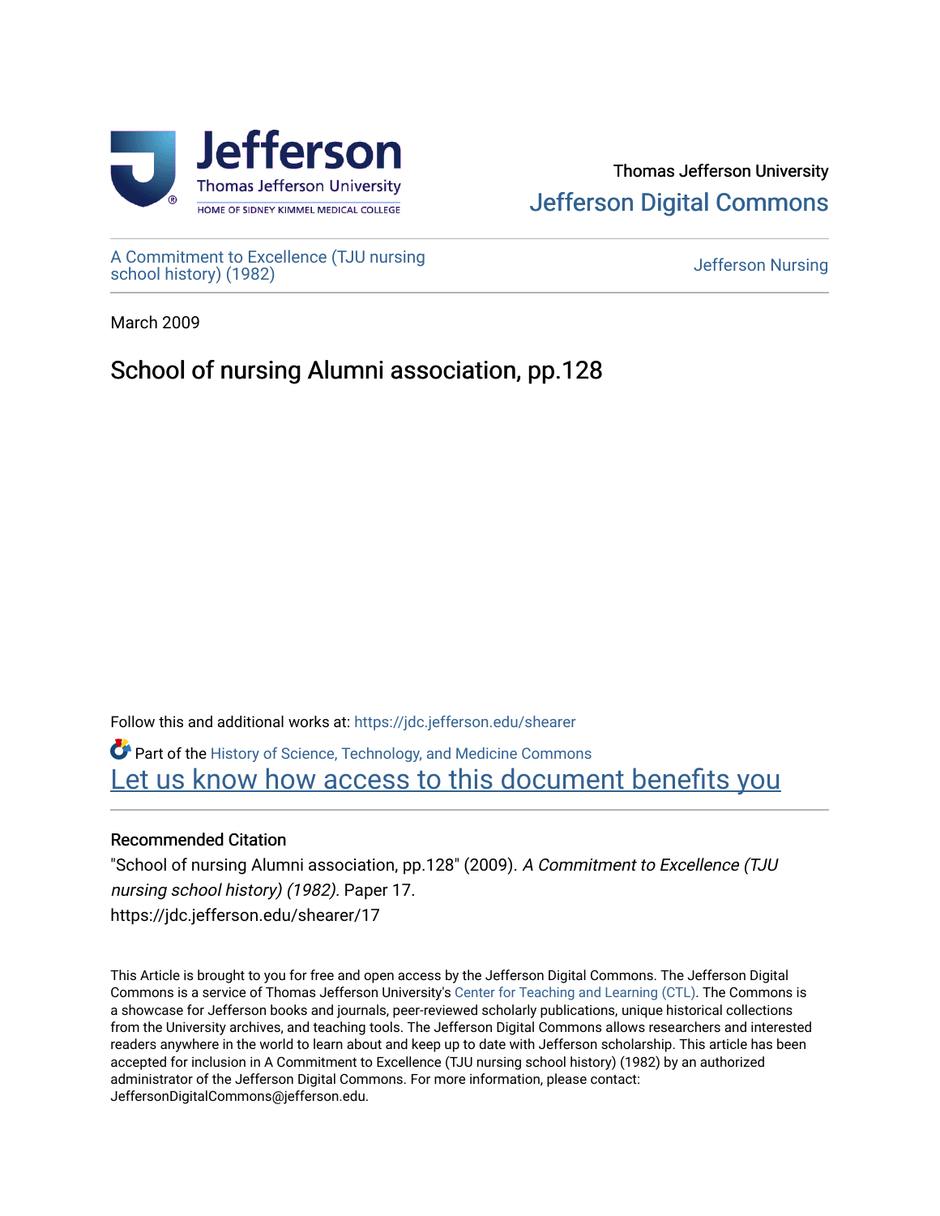Thomas Jefferson University
Jefferson Digital Commons

A Commitment to Excellence (TJU nursing school history) (1982)

Jefferson Nursing

March 2009

# School of nursing Alumni association, pp.128

Follow this and additional works at: https://jdc.jefferson.edu/shearer

Part of the History of Science, Technology, and Medicine Commons

Let us know how access to this document benefits you

## Recommended Citation

"School of nursing Alumni association, pp.128" (2009). *A Commitment to Excellence (TJU nursing school history) (1982).* Paper 17.
https://jdc.jefferson.edu/shearer/17

This Article is brought to you for free and open access by the Jefferson Digital Commons. The Jefferson Digital Commons is a service of Thomas Jefferson University's Center for Teaching and Learning (CTL). The Commons is a showcase for Jefferson books and journals, peer-reviewed scholarly publications, unique historical collections from the University archives, and teaching tools. The Jefferson Digital Commons allows researchers and interested readers anywhere in the world to learn about and keep up to date with Jefferson scholarship. This article has been accepted for inclusion in A Commitment to Excellence (TJU nursing school history) (1982) by an authorized administrator of the Jefferson Digital Commons. For more information, please contact: JeffersonDigitalCommons@jefferson.edu.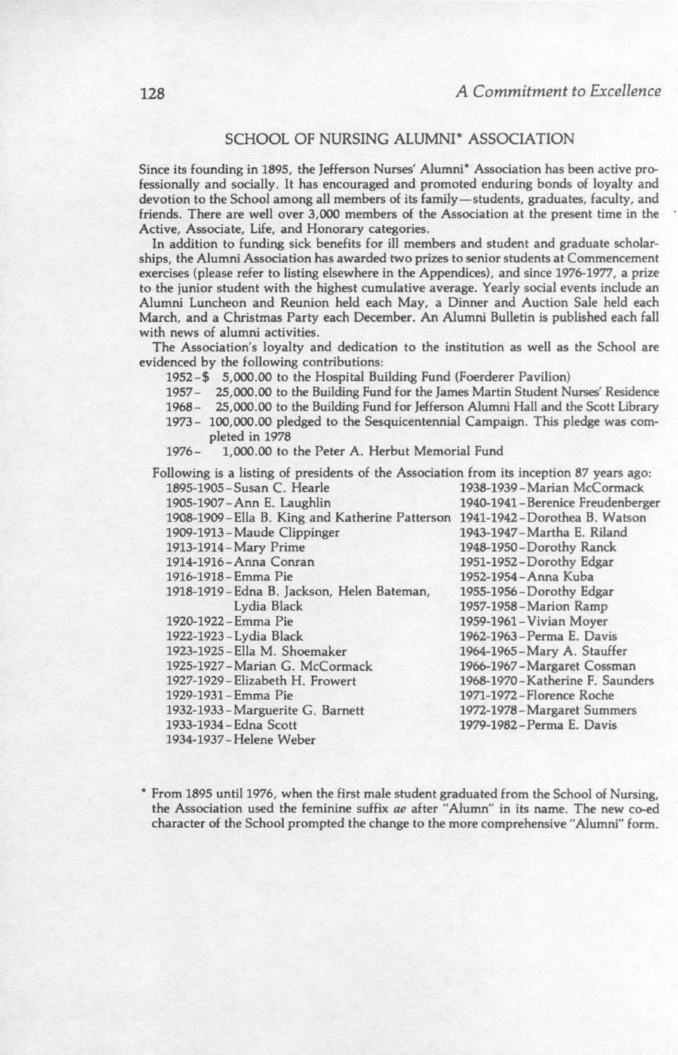## SCHOOL OF NURSING ALUMNI* ASSOCIATION

Since its founding in 1895, the Jefferson Nurses' Alumni* Association has been active professionally and socially. It has encouraged and promoted enduring bonds of loyalty and devotion to the School among all members of its family—students, graduates, faculty, and friends. There are well over 3,000 members of the Association at the present time in the Active, Associate, Life, and Honorary categories.

In addition to funding sick benefits for ill members and student and graduate scholarships, the Alumni Association has awarded two prizes to senior students at Commencement exercises (please refer to listing elsewhere in the Appendices), and since 1976-1977, a prize to the junior student with the highest cumulative average. Yearly social events include an Alumni Luncheon and Reunion held each May, a Dinner and Auction Sale held each March, and a Christmas Party each December. An Alumni Bulletin is published each fall with news of alumni activities.

The Association's loyalty and dedication to the institution as well as the School are evidenced by the following contributions:

1952 - $ 5,000.00 to the Hospital Building Fund (Foerderer Pavilion)
1957 - 25,000.00 to the Building Fund for the James Martin Student Nurses' Residence
1968 - 25,000.00 to the Building Fund for Jefferson Alumni Hall and the Scott Library
1973 - 100,000.00 pledged to the Sesquicentennial Campaign. This pledge was completed in 1978
1976 - 1,000.00 to the Peter A. Herbut Memorial Fund

Following is a listing of presidents of the Association from its inception 87 years ago:

1895-1905 - Susan C. Hearle
1905-1907 - Ann E. Laughlin
1908-1909 - Ella B. King and Katherine Patterson
1909-1913 - Maude Clippinger
1913-1914 - Mary Prime
1914-1916 - Anna Conran
1916-1918 - Emma Pie
1918-1919 - Edna B. Jackson, Helen Bateman, Lydia Black
1920-1922 - Emma Pie
1922-1923 - Lydia Black
1923-1925 - Ella M. Shoemaker
1925-1927 - Marian G. McCormack
1927-1929 - Elizabeth H. Frowert
1929-1931 - Emma Pie
1932-1933 - Marguerite G. Barnett
1933-1934 - Edna Scott
1934-1937 - Helene Weber
1938-1939 - Marian McCormack
1940-1941 - Berenice Freudenberger
1941-1942 - Dorothea B. Watson
1943-1947 - Martha E. Riland
1948-1950 - Dorothy Ranck
1951-1952 - Dorothy Edgar
1952-1954 - Anna Kuba
1955-1956 - Dorothy Edgar
1957-1958 - Marion Ramp
1959-1961 - Vivian Moyer
1962-1963 - Perma E. Davis
1964-1965 - Mary A. Stauffer
1966-1967 - Margaret Cossman
1968-1970 - Katherine F. Saunders
1971-1972 - Florence Roche
1972-1978 - Margaret Summers
1979-1982 - Perma E. Davis

* From 1895 until 1976, when the first male student graduated from the School of Nursing, the Association used the feminine suffix *ae* after "Alumn" in its name. The new co-ed character of the School prompted the change to the more comprehensive "Alumni" form.